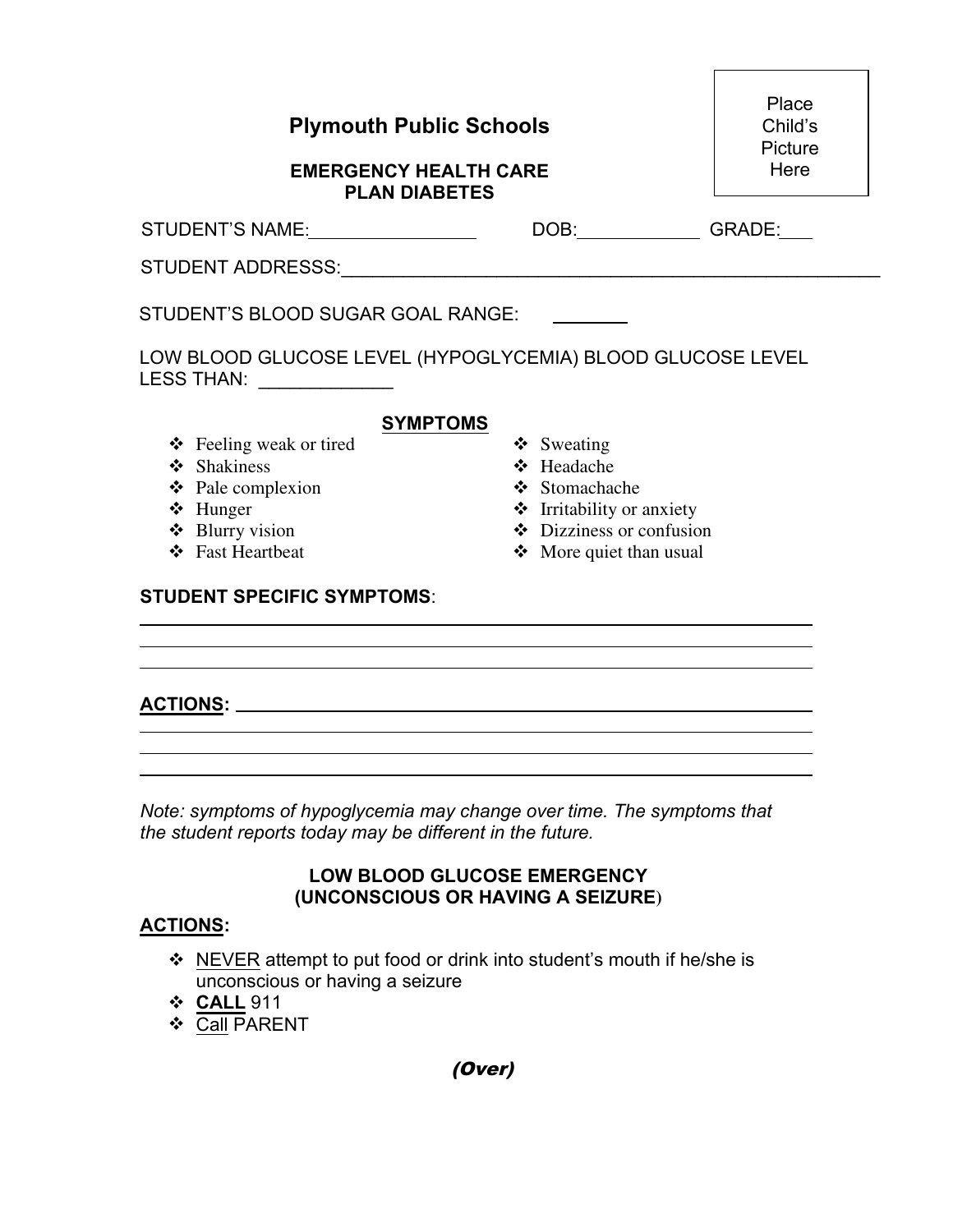Place Child's Picture Here

# Plymouth Public Schools

## EMERGENCY HEALTH CARE PLAN DIABETES

STUDENT'S NAME:_________________ DOB:____________ GRADE:___

STUDENT ADDRESSS:________________________________________________________

STUDENT'S BLOOD SUGAR GOAL RANGE: _______

LOW BLOOD GLUCOSE LEVEL (HYPOGLYCEMIA) BLOOD GLUCOSE LEVEL LESS THAN: _____________

### SYMPTOMS

- Feeling weak or tired
- Shakiness
- Pale complexion
- Hunger
- Blurry vision
- Fast Heartbeat
- Sweating
- Headache
- Stomachache
- Irritability or anxiety
- Dizziness or confusion
- More quiet than usual

**STUDENT SPECIFIC SYMPTOMS**:

________________________________________________________________

________________________________________________________________

________________________________________________________________

**ACTIONS:** ____________________________________________________

________________________________________________________________

________________________________________________________________

________________________________________________________________

*Note: symptoms of hypoglycemia may change over time. The symptoms that the student reports today may be different in the future.*

### LOW BLOOD GLUCOSE EMERGENCY (UNCONSCIOUS OR HAVING A SEIZURE)

**ACTIONS:**

- NEVER attempt to put food or drink into student's mouth if he/she is unconscious or having a seizure
- **CALL** 911
- Call PARENT

*(Over)*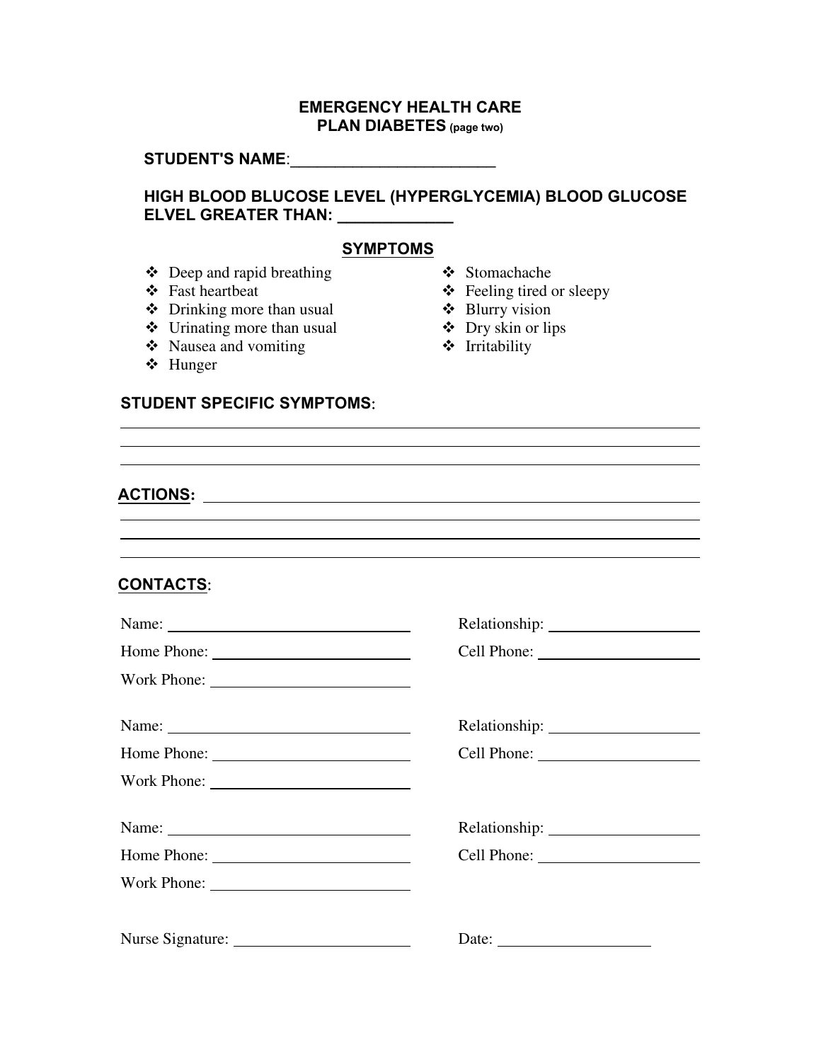# EMERGENCY HEALTH CARE
# PLAN DIABETES (page two)

**STUDENT'S NAME**:________________________

**HIGH BLOOD BLUCOSE LEVEL (HYPERGLYCEMIA) BLOOD GLUCOSE ELVEL GREATER THAN:** ____________

## SYMPTOMS

- Deep and rapid breathing
- Fast heartbeat
- Drinking more than usual
- Urinating more than usual
- Nausea and vomiting
- Hunger
- Stomachache
- Feeling tired or sleepy
- Blurry vision
- Dry skin or lips
- Irritability

**STUDENT SPECIFIC SYMPTOMS**:

______________________________________________________________________
______________________________________________________________________
______________________________________________________________________

**ACTIONS**: ______________________________________________________________
______________________________________________________________________
______________________________________________________________________
______________________________________________________________________

**CONTACTS**:

Name: ______________________ Relationship: ______________________
Home Phone: ______________________ Cell Phone: ______________________
Work Phone: ______________________

Name: ______________________ Relationship: ______________________
Home Phone: ______________________ Cell Phone: ______________________
Work Phone: ______________________

Name: ______________________ Relationship: ______________________
Home Phone: ______________________ Cell Phone: ______________________
Work Phone: ______________________

Nurse Signature: ______________________ Date: ______________________